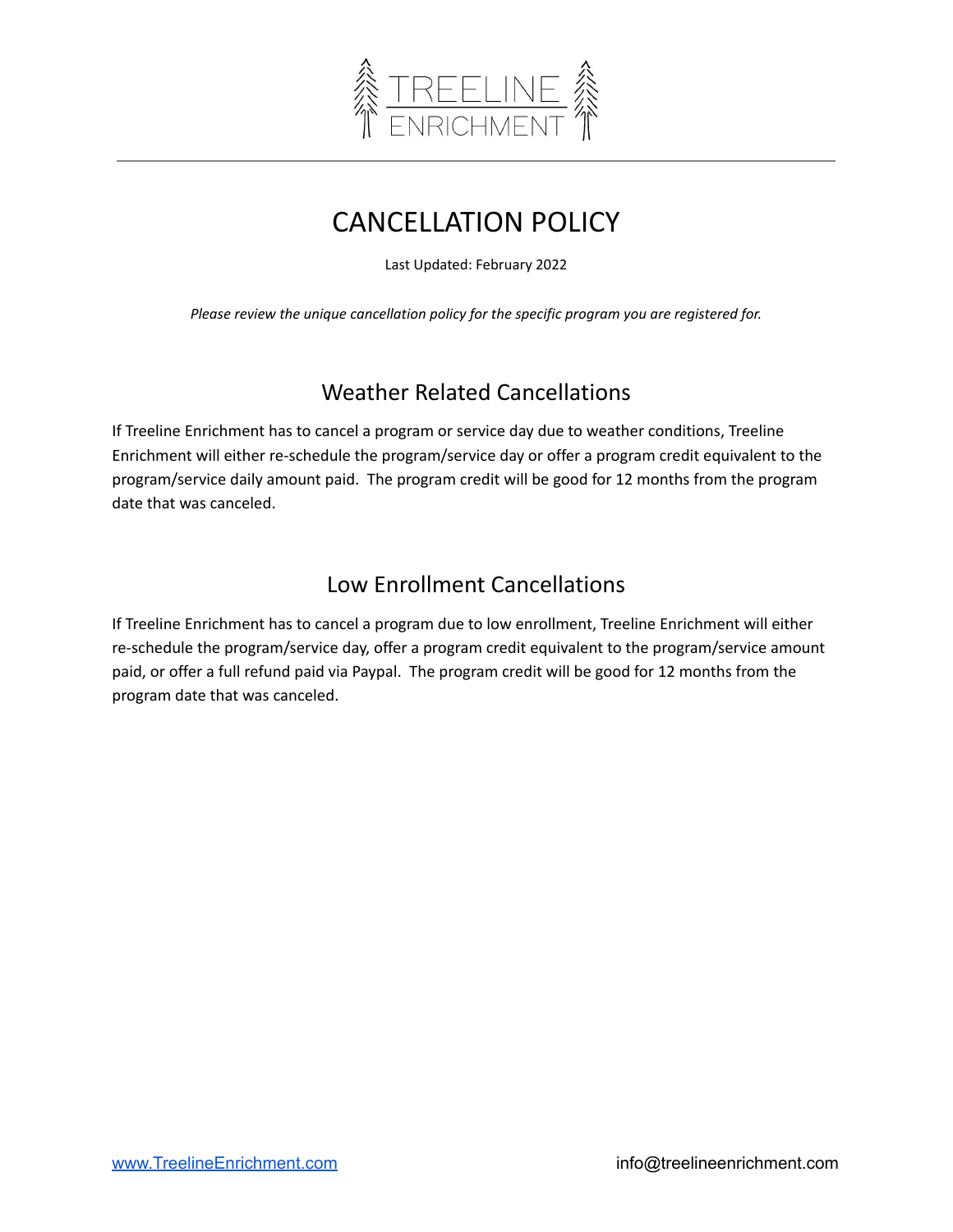TREELINE ENRICHMENT

# CANCELLATION POLICY

Last Updated: February 2022

*Please review the unique cancellation policy for the specific program you are registered for.*

## Weather Related Cancellations

If Treeline Enrichment has to cancel a program or service day due to weather conditions, Treeline Enrichment will either re-schedule the program/service day or offer a program credit equivalent to the program/service daily amount paid. The program credit will be good for 12 months from the program date that was canceled.

## Low Enrollment Cancellations

If Treeline Enrichment has to cancel a program due to low enrollment, Treeline Enrichment will either re-schedule the program/service day, offer a program credit equivalent to the program/service amount paid, or offer a full refund paid via Paypal. The program credit will be good for 12 months from the program date that was canceled.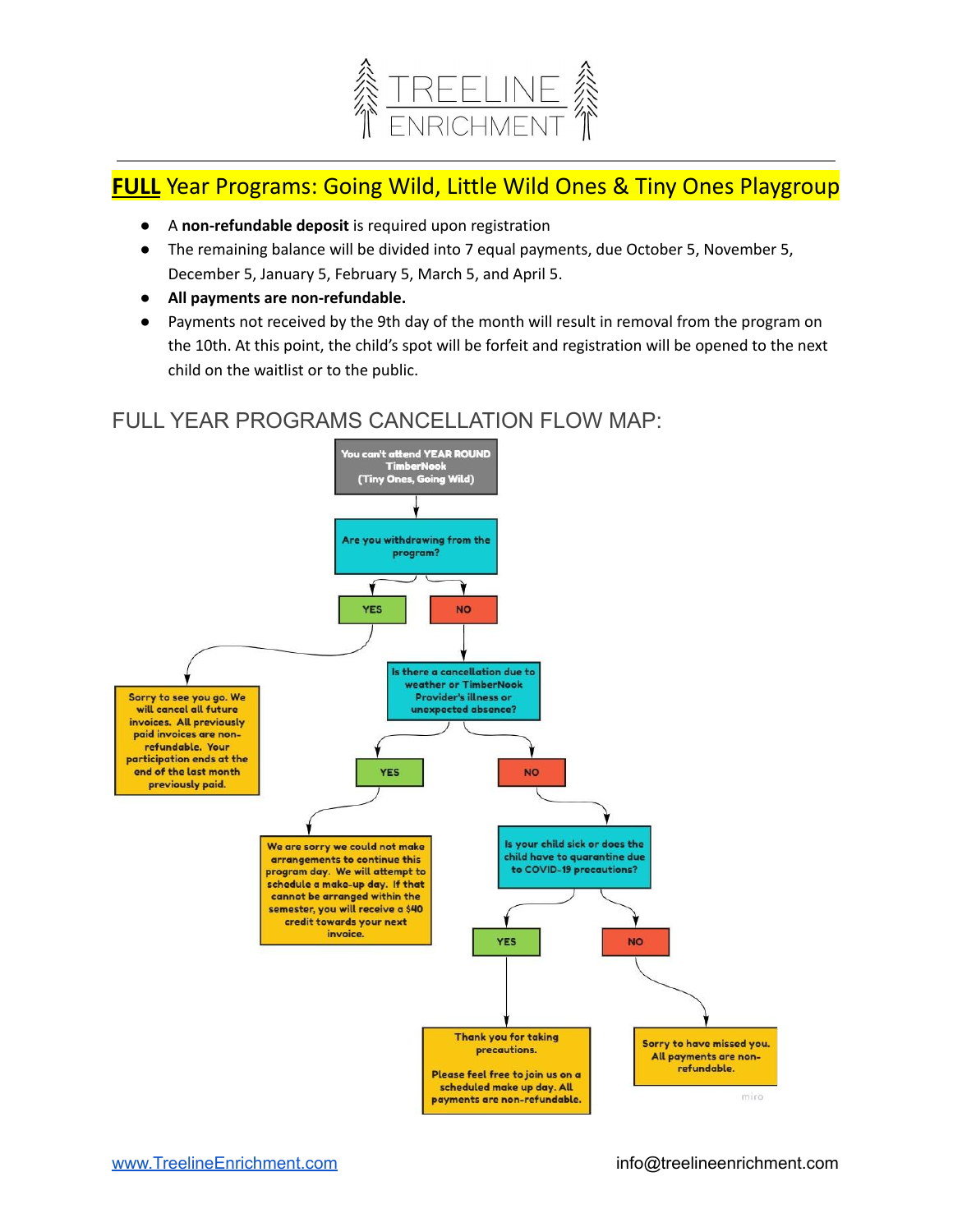TREELINE ENRICHMENT

## **FULL** Year Programs: Going Wild, Little Wild Ones & Tiny Ones Playgroup

- A **non-refundable deposit** is required upon registration
- The remaining balance will be divided into 7 equal payments, due October 5, November 5, December 5, January 5, February 5, March 5, and April 5.
- **All payments are non-refundable.**
- Payments not received by the 9th day of the month will result in removal from the program on the 10th. At this point, the child's spot will be forfeit and registration will be opened to the next child on the waitlist or to the public.

## FULL YEAR PROGRAMS CANCELLATION FLOW MAP:

**You can't attend YEAR ROUND TimberNook (Tiny Ones, Going Wild)**

**Are you withdrawing from the program?**

- **YES** → Sorry to see you go. We will cancel all future invoices. All previously paid invoices are non-refundable. Your participation ends at the end of the last month previously paid.
- **NO** → **Is there a cancellation due to weather or TimberNook Provider's illness or unexpected absence?**
  - **YES** → We are sorry we could not make arrangements to continue this program day. We will attempt to schedule a make-up day. If that cannot be arranged within the semester, you will receive a $40 credit towards your next invoice.
  - **NO** → **Is your child sick or does the child have to quarantine due to COVID-19 precautions?**
    - **YES** → Thank you for taking precautions. Please feel free to join us on a scheduled make up day. All payments are non-refundable.
    - **NO** → Sorry to have missed you. All payments are non-refundable.

www.TreelineEnrichment.com info@treelineenrichment.com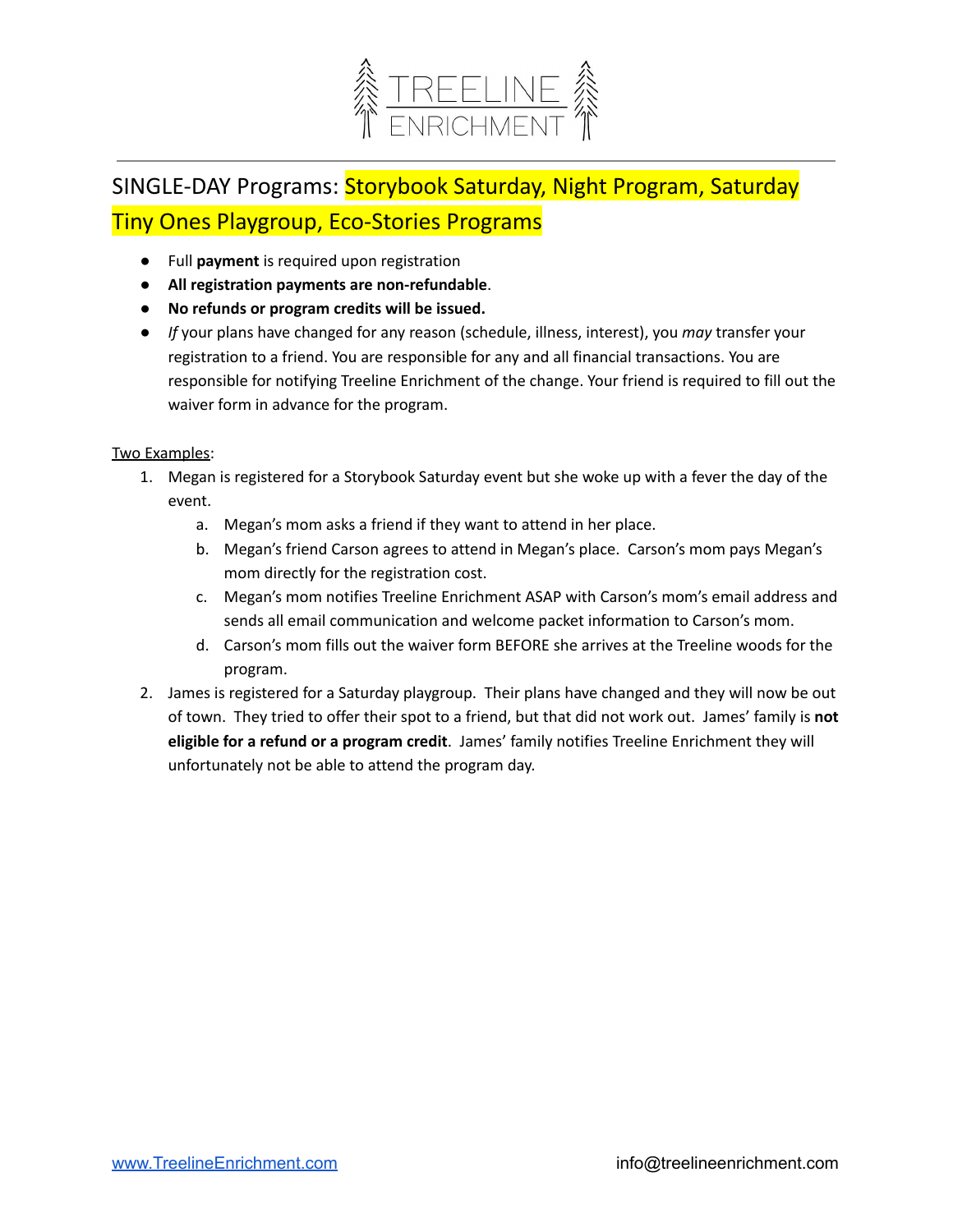## SINGLE-DAY Programs: Storybook Saturday, Night Program, Saturday Tiny Ones Playgroup, Eco-Stories Programs

- Full **payment** is required upon registration
- **All registration payments are non-refundable**.
- **No refunds or program credits will be issued.**
- *If* your plans have changed for any reason (schedule, illness, interest), you *may* transfer your registration to a friend. You are responsible for any and all financial transactions. You are responsible for notifying Treeline Enrichment of the change. Your friend is required to fill out the waiver form in advance for the program.

<u>Two Examples</u>:

1. Megan is registered for a Storybook Saturday event but she woke up with a fever the day of the event.
   a. Megan's mom asks a friend if they want to attend in her place.
   b. Megan's friend Carson agrees to attend in Megan's place. Carson's mom pays Megan's mom directly for the registration cost.
   c. Megan's mom notifies Treeline Enrichment ASAP with Carson's mom's email address and sends all email communication and welcome packet information to Carson's mom.
   d. Carson's mom fills out the waiver form BEFORE she arrives at the Treeline woods for the program.
2. James is registered for a Saturday playgroup. Their plans have changed and they will now be out of town. They tried to offer their spot to a friend, but that did not work out. James' family is **not eligible for a refund or a program credit**. James' family notifies Treeline Enrichment they will unfortunately not be able to attend the program day.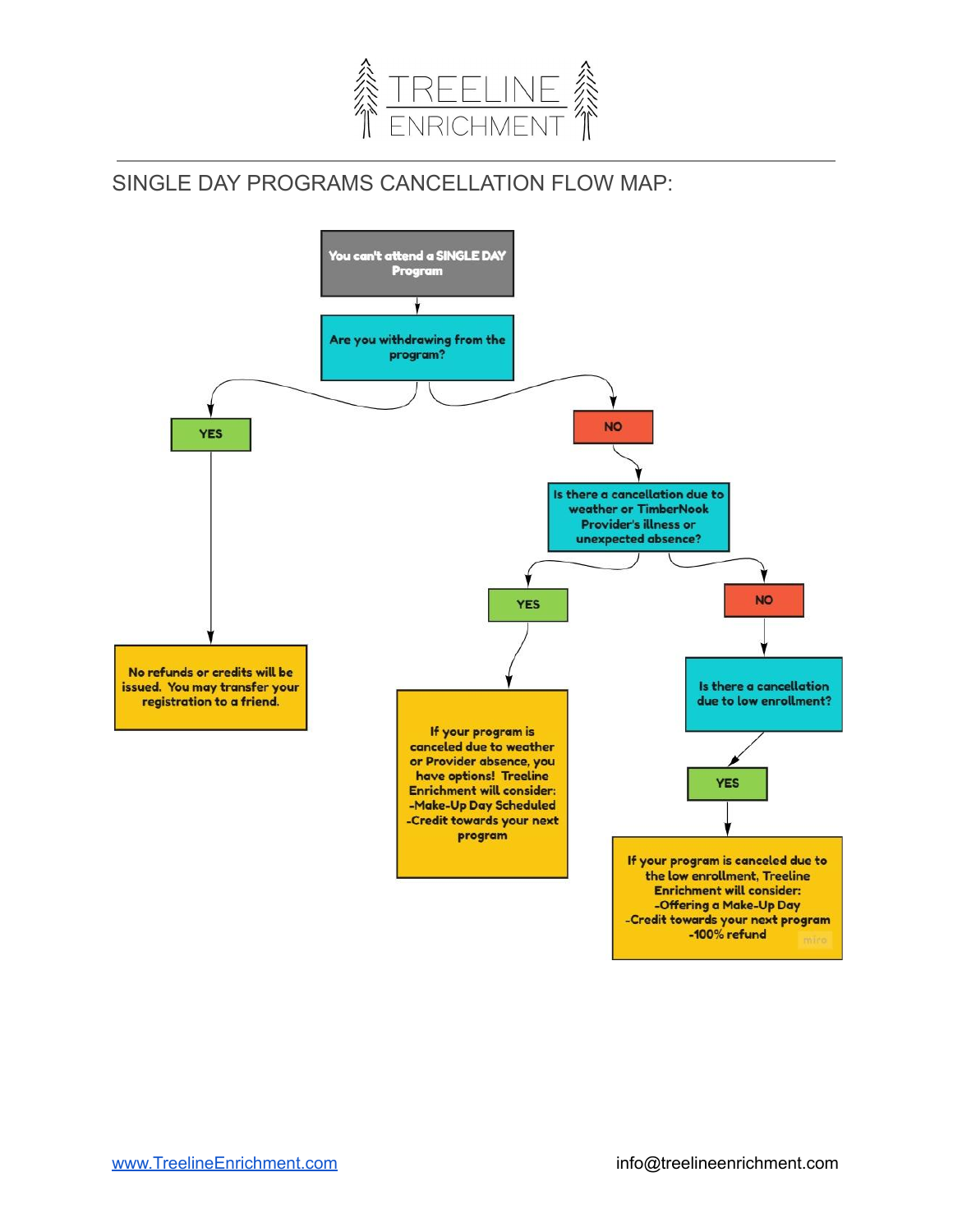# TREELINE ENRICHMENT

## SINGLE DAY PROGRAMS CANCELLATION FLOW MAP:

**You can't attend a SINGLE DAY Program**

**Are you withdrawing from the program?**

- **YES**
  - **No refunds or credits will be issued. You may transfer your registration to a friend.**
- **NO**
  - **Is there a cancellation due to weather or TimberNook Provider's illness or unexpected absence?**
    - **YES**
      - **If your program is canceled due to weather or Provider absence, you have options! Treeline Enrichment will consider:**
        - **Make-Up Day Scheduled**
        - **Credit towards your next program**
    - **NO**
      - **Is there a cancellation due to low enrollment?**
        - **YES**
          - **If your program is canceled due to the low enrollment, Treeline Enrichment will consider:**
            - **Offering a Make-Up Day**
            - **Credit towards your next program**
            - **100% refund**

www.TreelineEnrichment.com

info@treelineenrichment.com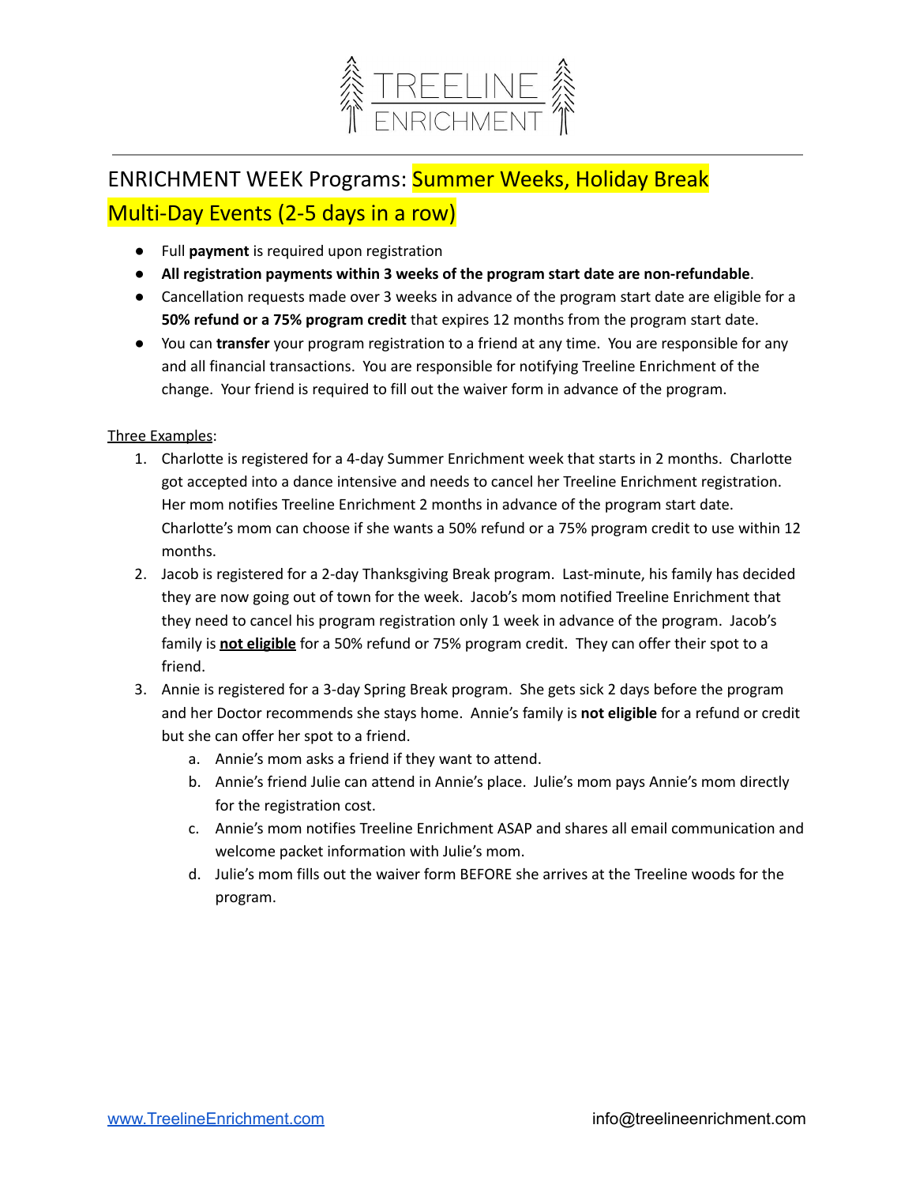# TREELINE ENRICHMENT

## ENRICHMENT WEEK Programs: Summer Weeks, Holiday Break Multi-Day Events (2-5 days in a row)

- Full **payment** is required upon registration
- **All registration payments within 3 weeks of the program start date are non-refundable**.
- Cancellation requests made over 3 weeks in advance of the program start date are eligible for a **50% refund or a 75% program credit** that expires 12 months from the program start date.
- You can **transfer** your program registration to a friend at any time. You are responsible for any and all financial transactions. You are responsible for notifying Treeline Enrichment of the change. Your friend is required to fill out the waiver form in advance of the program.

Three Examples:

1. Charlotte is registered for a 4-day Summer Enrichment week that starts in 2 months. Charlotte got accepted into a dance intensive and needs to cancel her Treeline Enrichment registration. Her mom notifies Treeline Enrichment 2 months in advance of the program start date. Charlotte's mom can choose if she wants a 50% refund or a 75% program credit to use within 12 months.
2. Jacob is registered for a 2-day Thanksgiving Break program. Last-minute, his family has decided they are now going out of town for the week. Jacob's mom notified Treeline Enrichment that they need to cancel his program registration only 1 week in advance of the program. Jacob's family is **not eligible** for a 50% refund or 75% program credit. They can offer their spot to a friend.
3. Annie is registered for a 3-day Spring Break program. She gets sick 2 days before the program and her Doctor recommends she stays home. Annie's family is **not eligible** for a refund or credit but she can offer her spot to a friend.
   a. Annie's mom asks a friend if they want to attend.
   b. Annie's friend Julie can attend in Annie's place. Julie's mom pays Annie's mom directly for the registration cost.
   c. Annie's mom notifies Treeline Enrichment ASAP and shares all email communication and welcome packet information with Julie's mom.
   d. Julie's mom fills out the waiver form BEFORE she arrives at the Treeline woods for the program.

www.TreelineEnrichment.com info@treelineenrichment.com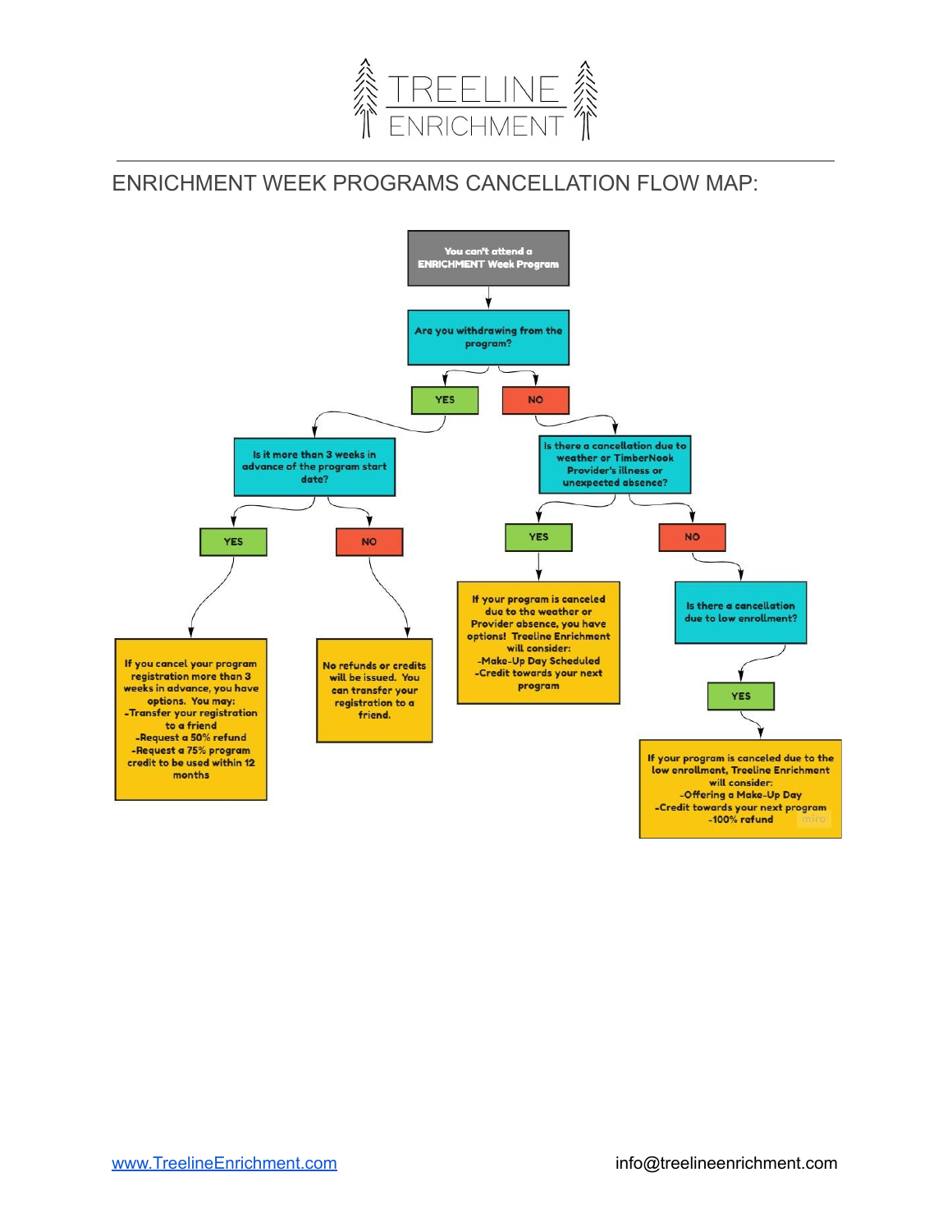TREELINE ENRICHMENT

## ENRICHMENT WEEK PROGRAMS CANCELLATION FLOW MAP:

You can't attend a ENRICHMENT Week Program

Are you withdrawing from the program?

YES

Is it more than 3 weeks in advance of the program start date?

YES

If you cancel your program registration more than 3 weeks in advance, you have options. You may:
-Transfer your registration to a friend
-Request a 50% refund
-Request a 75% program credit to be used within 12 months

NO

No refunds or credits will be issued. You can transfer your registration to a friend.

NO

Is there a cancellation due to weather or TimberNook Provider's illness or unexpected absence?

YES

If your program is canceled due to the weather or Provider absence, you have options! Treeline Enrichment will consider:
-Make-Up Day Scheduled
-Credit towards your next program

NO

Is there a cancellation due to low enrollment?

YES

If your program is canceled due to the low enrollment, Treeline Enrichment will consider:
-Offering a Make-Up Day
-Credit towards your next program
-100% refund

www.TreelineEnrichment.com

info@treelineenrichment.com